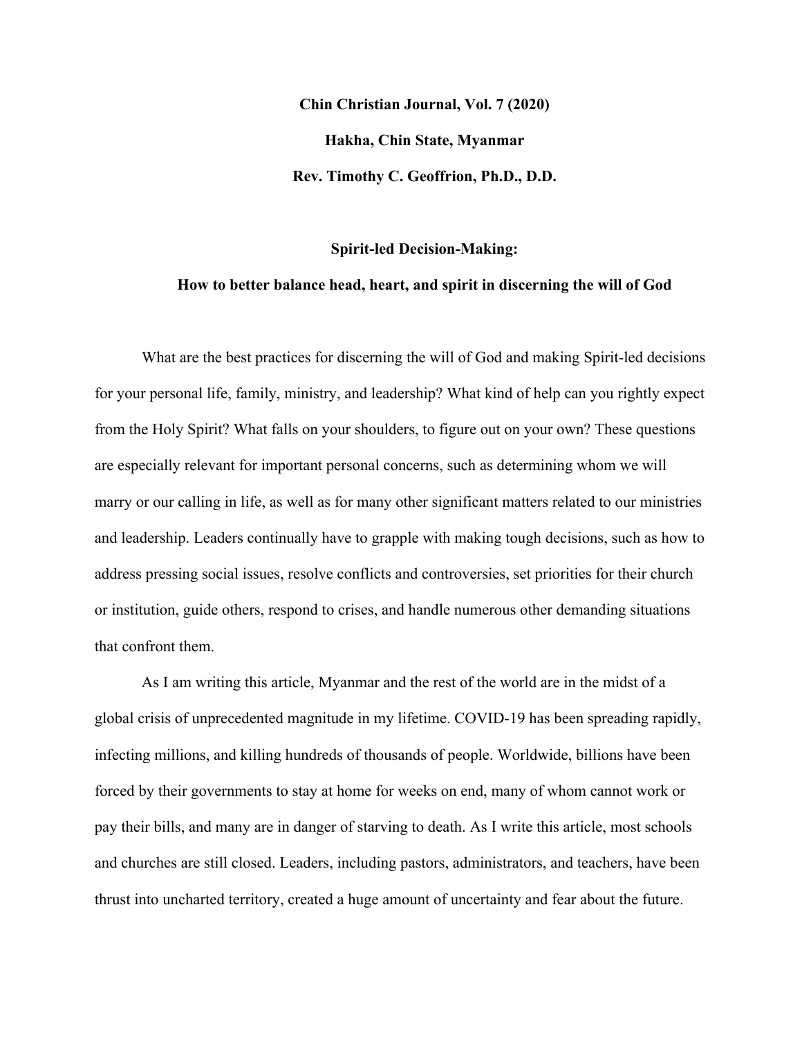**Chin Christian Journal, Vol. 7 (2020)**

**Hakha, Chin State, Myanmar**

**Rev. Timothy C. Geoffrion, Ph.D., D.D.**

# Spirit-led Decision-Making:

## How to better balance head, heart, and spirit in discerning the will of God

What are the best practices for discerning the will of God and making Spirit-led decisions for your personal life, family, ministry, and leadership? What kind of help can you rightly expect from the Holy Spirit? What falls on your shoulders, to figure out on your own? These questions are especially relevant for important personal concerns, such as determining whom we will marry or our calling in life, as well as for many other significant matters related to our ministries and leadership. Leaders continually have to grapple with making tough decisions, such as how to address pressing social issues, resolve conflicts and controversies, set priorities for their church or institution, guide others, respond to crises, and handle numerous other demanding situations that confront them.

As I am writing this article, Myanmar and the rest of the world are in the midst of a global crisis of unprecedented magnitude in my lifetime. COVID-19 has been spreading rapidly, infecting millions, and killing hundreds of thousands of people. Worldwide, billions have been forced by their governments to stay at home for weeks on end, many of whom cannot work or pay their bills, and many are in danger of starving to death. As I write this article, most schools and churches are still closed. Leaders, including pastors, administrators, and teachers, have been thrust into uncharted territory, created a huge amount of uncertainty and fear about the future.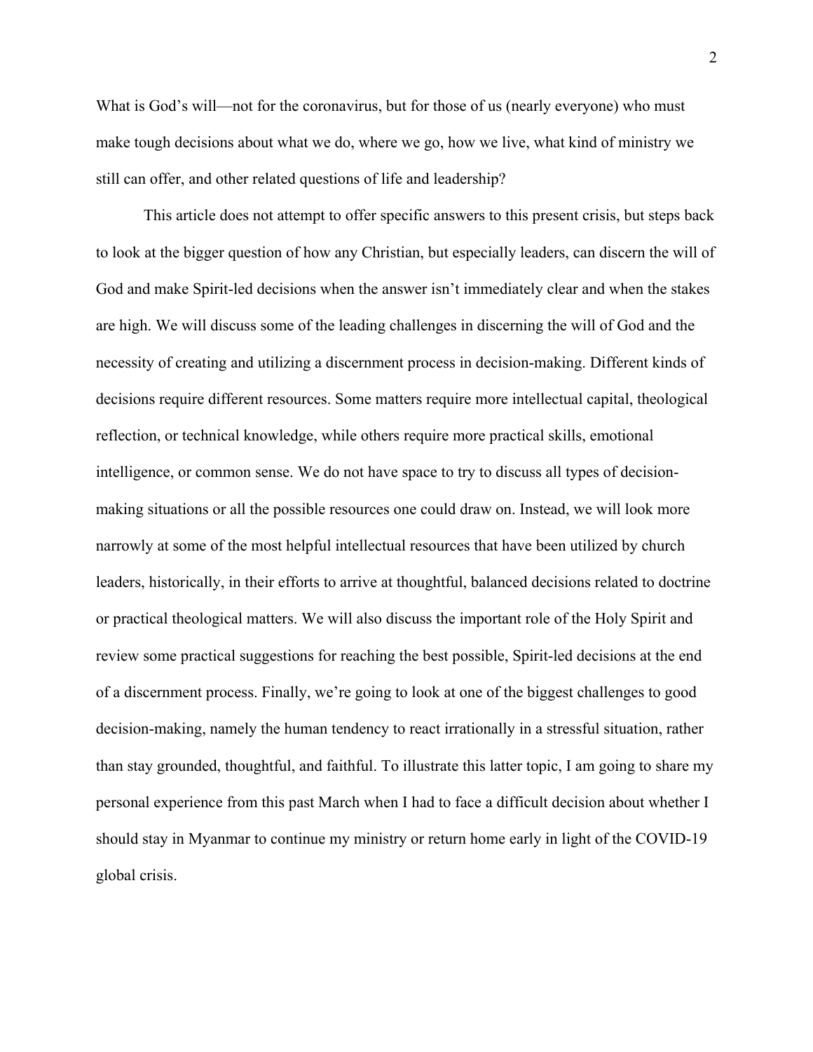What is God's will—not for the coronavirus, but for those of us (nearly everyone) who must make tough decisions about what we do, where we go, how we live, what kind of ministry we still can offer, and other related questions of life and leadership?

This article does not attempt to offer specific answers to this present crisis, but steps back to look at the bigger question of how any Christian, but especially leaders, can discern the will of God and make Spirit-led decisions when the answer isn't immediately clear and when the stakes are high. We will discuss some of the leading challenges in discerning the will of God and the necessity of creating and utilizing a discernment process in decision-making. Different kinds of decisions require different resources. Some matters require more intellectual capital, theological reflection, or technical knowledge, while others require more practical skills, emotional intelligence, or common sense. We do not have space to try to discuss all types of decision-making situations or all the possible resources one could draw on. Instead, we will look more narrowly at some of the most helpful intellectual resources that have been utilized by church leaders, historically, in their efforts to arrive at thoughtful, balanced decisions related to doctrine or practical theological matters. We will also discuss the important role of the Holy Spirit and review some practical suggestions for reaching the best possible, Spirit-led decisions at the end of a discernment process. Finally, we're going to look at one of the biggest challenges to good decision-making, namely the human tendency to react irrationally in a stressful situation, rather than stay grounded, thoughtful, and faithful. To illustrate this latter topic, I am going to share my personal experience from this past March when I had to face a difficult decision about whether I should stay in Myanmar to continue my ministry or return home early in light of the COVID-19 global crisis.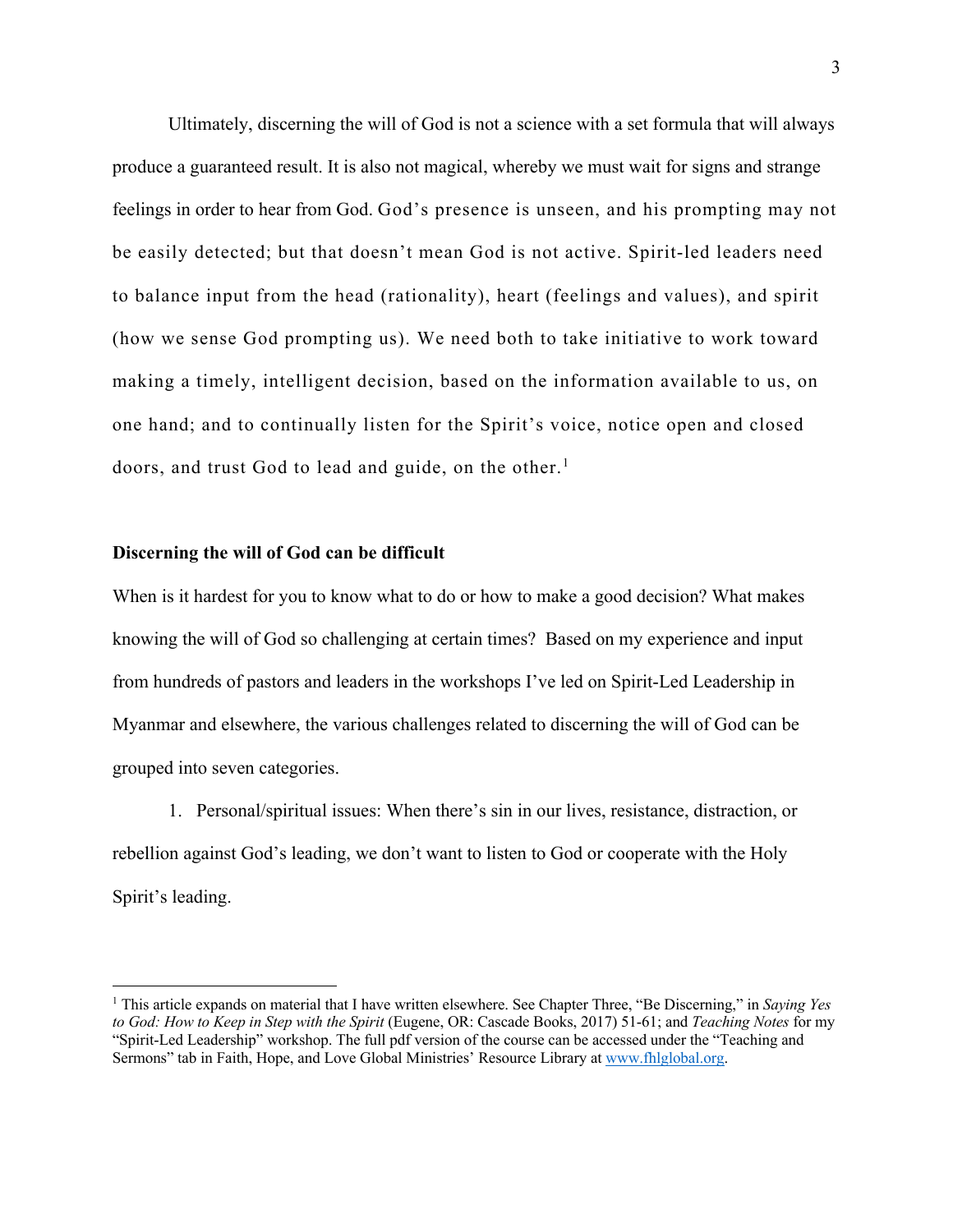Ultimately, discerning the will of God is not a science with a set formula that will always produce a guaranteed result. It is also not magical, whereby we must wait for signs and strange feelings in order to hear from God. God's presence is unseen, and his prompting may not be easily detected; but that doesn't mean God is not active. Spirit-led leaders need to balance input from the head (rationality), heart (feelings and values), and spirit (how we sense God prompting us). We need both to take initiative to work toward making a timely, intelligent decision, based on the information available to us, on one hand; and to continually listen for the Spirit's voice, notice open and closed doors, and trust God to lead and guide, on the other.[1]

**Discerning the will of God can be difficult**

When is it hardest for you to know what to do or how to make a good decision? What makes knowing the will of God so challenging at certain times? Based on my experience and input from hundreds of pastors and leaders in the workshops I've led on Spirit-Led Leadership in Myanmar and elsewhere, the various challenges related to discerning the will of God can be grouped into seven categories.

1. Personal/spiritual issues: When there's sin in our lives, resistance, distraction, or rebellion against God's leading, we don't want to listen to God or cooperate with the Holy Spirit's leading.

---

[1] This article expands on material that I have written elsewhere. See Chapter Three, "Be Discerning," in *Saying Yes to God: How to Keep in Step with the Spirit* (Eugene, OR: Cascade Books, 2017) 51-61; and *Teaching Notes* for my "Spirit-Led Leadership" workshop. The full pdf version of the course can be accessed under the "Teaching and Sermons" tab in Faith, Hope, and Love Global Ministries' Resource Library at www.fhlglobal.org.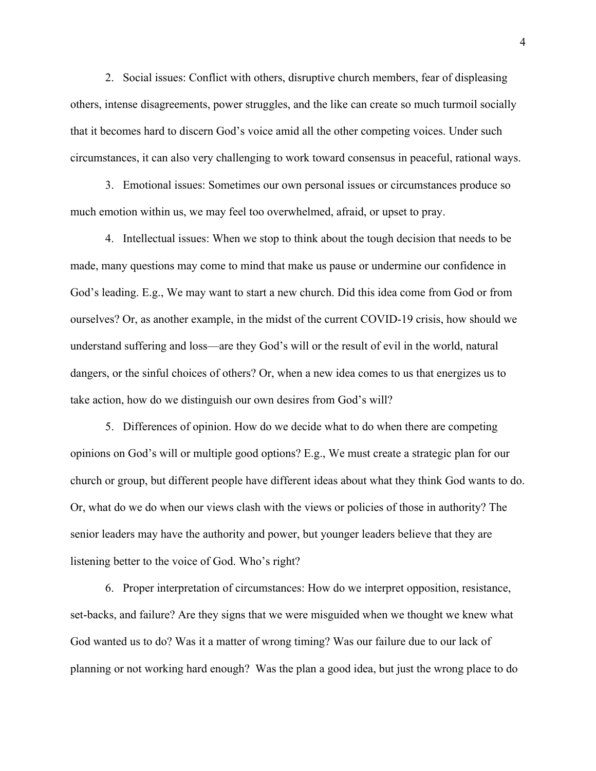2. Social issues: Conflict with others, disruptive church members, fear of displeasing others, intense disagreements, power struggles, and the like can create so much turmoil socially that it becomes hard to discern God's voice amid all the other competing voices. Under such circumstances, it can also very challenging to work toward consensus in peaceful, rational ways.

3. Emotional issues: Sometimes our own personal issues or circumstances produce so much emotion within us, we may feel too overwhelmed, afraid, or upset to pray.

4. Intellectual issues: When we stop to think about the tough decision that needs to be made, many questions may come to mind that make us pause or undermine our confidence in God's leading. E.g., We may want to start a new church. Did this idea come from God or from ourselves? Or, as another example, in the midst of the current COVID-19 crisis, how should we understand suffering and loss—are they God's will or the result of evil in the world, natural dangers, or the sinful choices of others? Or, when a new idea comes to us that energizes us to take action, how do we distinguish our own desires from God's will?

5. Differences of opinion. How do we decide what to do when there are competing opinions on God's will or multiple good options? E.g., We must create a strategic plan for our church or group, but different people have different ideas about what they think God wants to do. Or, what do we do when our views clash with the views or policies of those in authority? The senior leaders may have the authority and power, but younger leaders believe that they are listening better to the voice of God. Who's right?

6. Proper interpretation of circumstances: How do we interpret opposition, resistance, set-backs, and failure? Are they signs that we were misguided when we thought we knew what God wanted us to do? Was it a matter of wrong timing? Was our failure due to our lack of planning or not working hard enough? Was the plan a good idea, but just the wrong place to do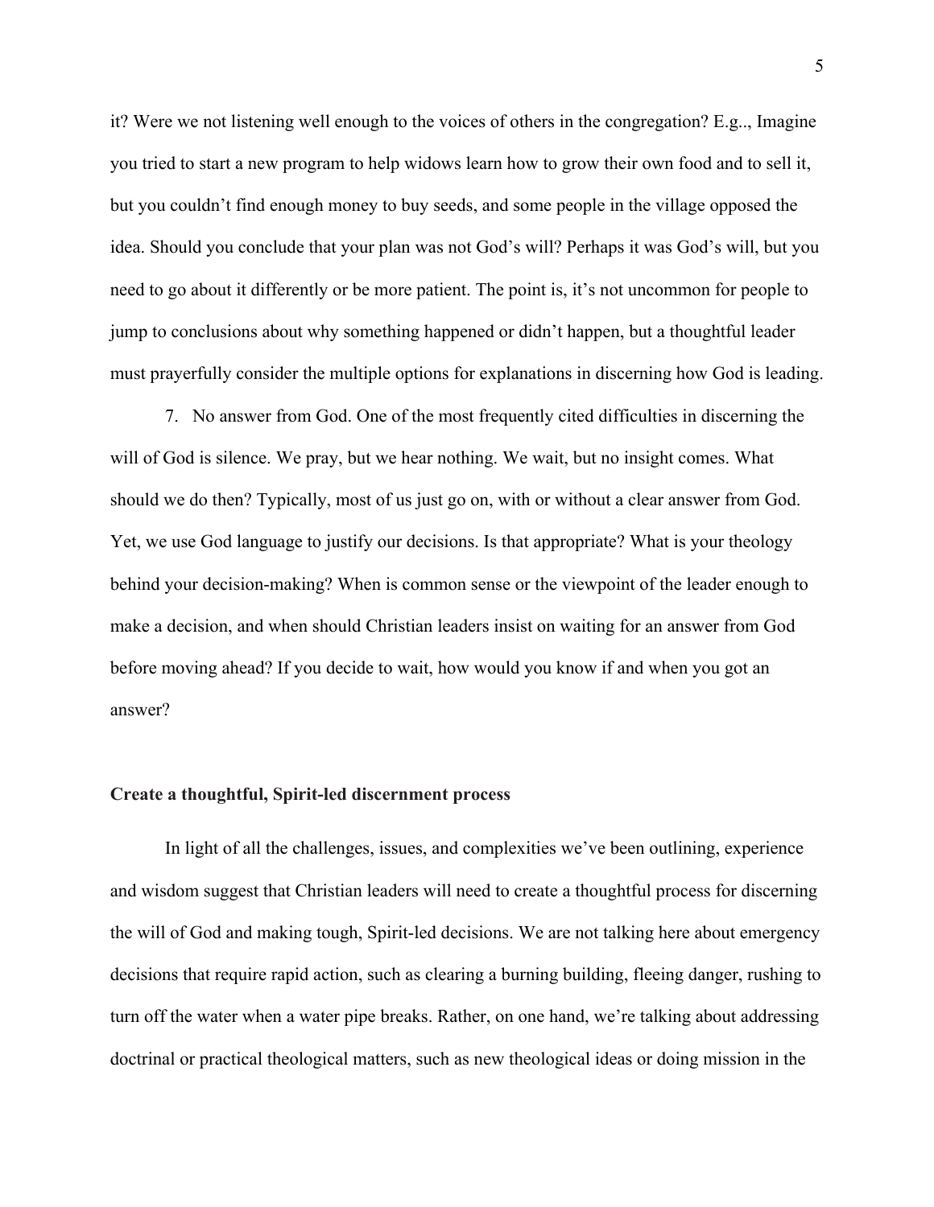it? Were we not listening well enough to the voices of others in the congregation? E.g.., Imagine you tried to start a new program to help widows learn how to grow their own food and to sell it, but you couldn't find enough money to buy seeds, and some people in the village opposed the idea. Should you conclude that your plan was not God's will? Perhaps it was God's will, but you need to go about it differently or be more patient. The point is, it's not uncommon for people to jump to conclusions about why something happened or didn't happen, but a thoughtful leader must prayerfully consider the multiple options for explanations in discerning how God is leading.

7. No answer from God. One of the most frequently cited difficulties in discerning the will of God is silence. We pray, but we hear nothing. We wait, but no insight comes. What should we do then? Typically, most of us just go on, with or without a clear answer from God. Yet, we use God language to justify our decisions. Is that appropriate? What is your theology behind your decision-making? When is common sense or the viewpoint of the leader enough to make a decision, and when should Christian leaders insist on waiting for an answer from God before moving ahead? If you decide to wait, how would you know if and when you got an answer?

**Create a thoughtful, Spirit-led discernment process**

In light of all the challenges, issues, and complexities we've been outlining, experience and wisdom suggest that Christian leaders will need to create a thoughtful process for discerning the will of God and making tough, Spirit-led decisions. We are not talking here about emergency decisions that require rapid action, such as clearing a burning building, fleeing danger, rushing to turn off the water when a water pipe breaks. Rather, on one hand, we're talking about addressing doctrinal or practical theological matters, such as new theological ideas or doing mission in the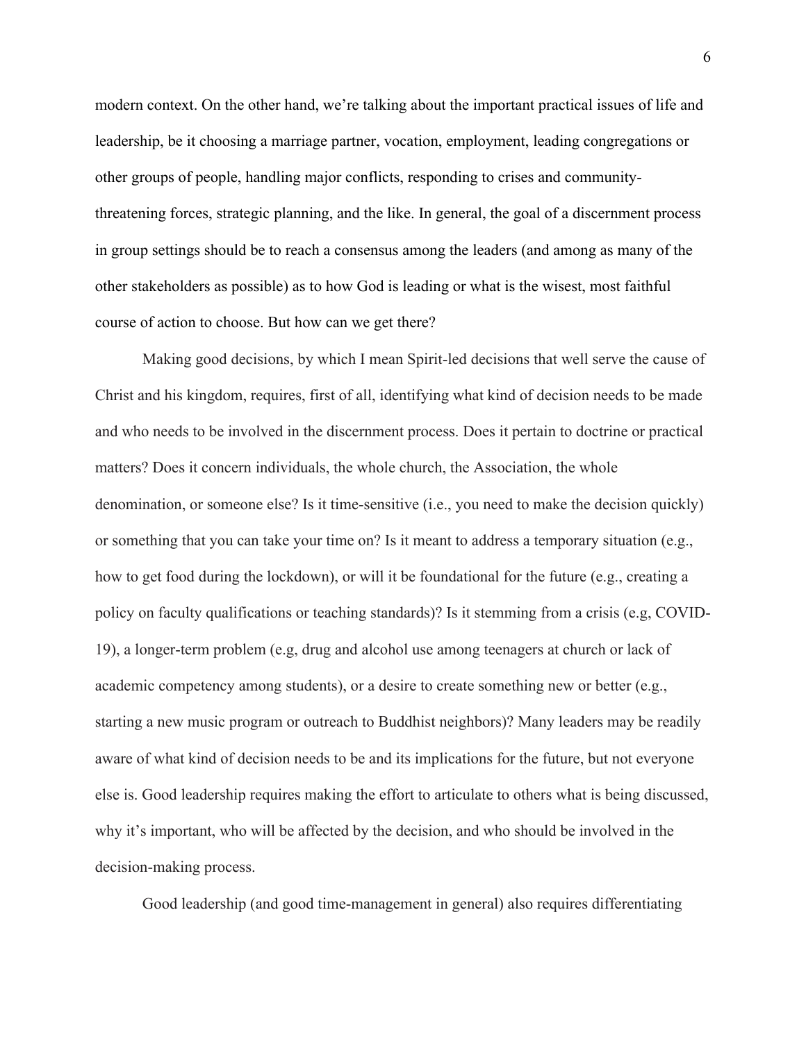modern context. On the other hand, we're talking about the important practical issues of life and leadership, be it choosing a marriage partner, vocation, employment, leading congregations or other groups of people, handling major conflicts, responding to crises and community-threatening forces, strategic planning, and the like. In general, the goal of a discernment process in group settings should be to reach a consensus among the leaders (and among as many of the other stakeholders as possible) as to how God is leading or what is the wisest, most faithful course of action to choose. But how can we get there?

Making good decisions, by which I mean Spirit-led decisions that well serve the cause of Christ and his kingdom, requires, first of all, identifying what kind of decision needs to be made and who needs to be involved in the discernment process. Does it pertain to doctrine or practical matters? Does it concern individuals, the whole church, the Association, the whole denomination, or someone else? Is it time-sensitive (i.e., you need to make the decision quickly) or something that you can take your time on? Is it meant to address a temporary situation (e.g., how to get food during the lockdown), or will it be foundational for the future (e.g., creating a policy on faculty qualifications or teaching standards)? Is it stemming from a crisis (e.g, COVID-19), a longer-term problem (e.g, drug and alcohol use among teenagers at church or lack of academic competency among students), or a desire to create something new or better (e.g., starting a new music program or outreach to Buddhist neighbors)? Many leaders may be readily aware of what kind of decision needs to be and its implications for the future, but not everyone else is. Good leadership requires making the effort to articulate to others what is being discussed, why it's important, who will be affected by the decision, and who should be involved in the decision-making process.

Good leadership (and good time-management in general) also requires differentiating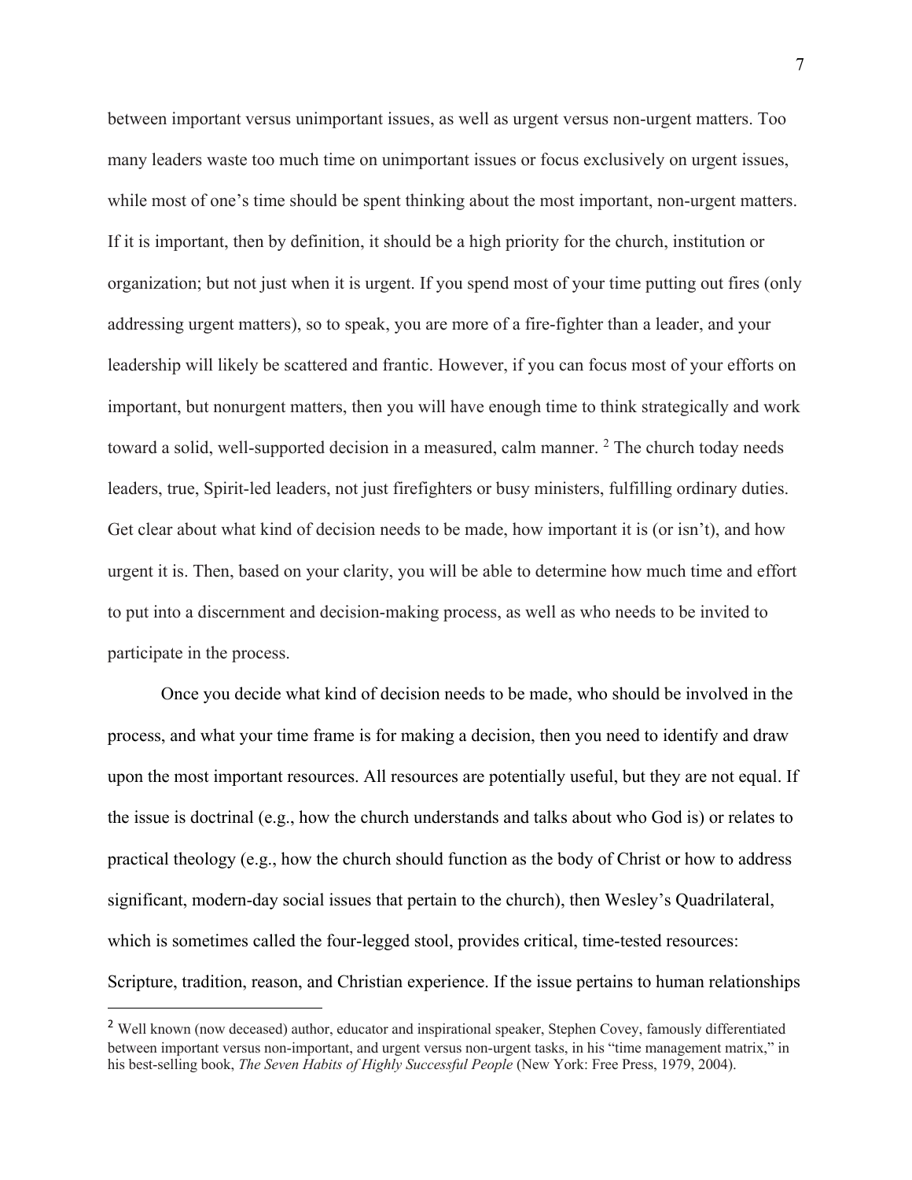between important versus unimportant issues, as well as urgent versus non-urgent matters. Too many leaders waste too much time on unimportant issues or focus exclusively on urgent issues, while most of one's time should be spent thinking about the most important, non-urgent matters. If it is important, then by definition, it should be a high priority for the church, institution or organization; but not just when it is urgent. If you spend most of your time putting out fires (only addressing urgent matters), so to speak, you are more of a fire-fighter than a leader, and your leadership will likely be scattered and frantic. However, if you can focus most of your efforts on important, but nonurgent matters, then you will have enough time to think strategically and work toward a solid, well-supported decision in a measured, calm manner. [2] The church today needs leaders, true, Spirit-led leaders, not just firefighters or busy ministers, fulfilling ordinary duties. Get clear about what kind of decision needs to be made, how important it is (or isn't), and how urgent it is. Then, based on your clarity, you will be able to determine how much time and effort to put into a discernment and decision-making process, as well as who needs to be invited to participate in the process.

Once you decide what kind of decision needs to be made, who should be involved in the process, and what your time frame is for making a decision, then you need to identify and draw upon the most important resources. All resources are potentially useful, but they are not equal. If the issue is doctrinal (e.g., how the church understands and talks about who God is) or relates to practical theology (e.g., how the church should function as the body of Christ or how to address significant, modern-day social issues that pertain to the church), then Wesley's Quadrilateral, which is sometimes called the four-legged stool, provides critical, time-tested resources: Scripture, tradition, reason, and Christian experience. If the issue pertains to human relationships

---

[2] Well known (now deceased) author, educator and inspirational speaker, Stephen Covey, famously differentiated between important versus non-important, and urgent versus non-urgent tasks, in his "time management matrix," in his best-selling book, *The Seven Habits of Highly Successful People* (New York: Free Press, 1979, 2004).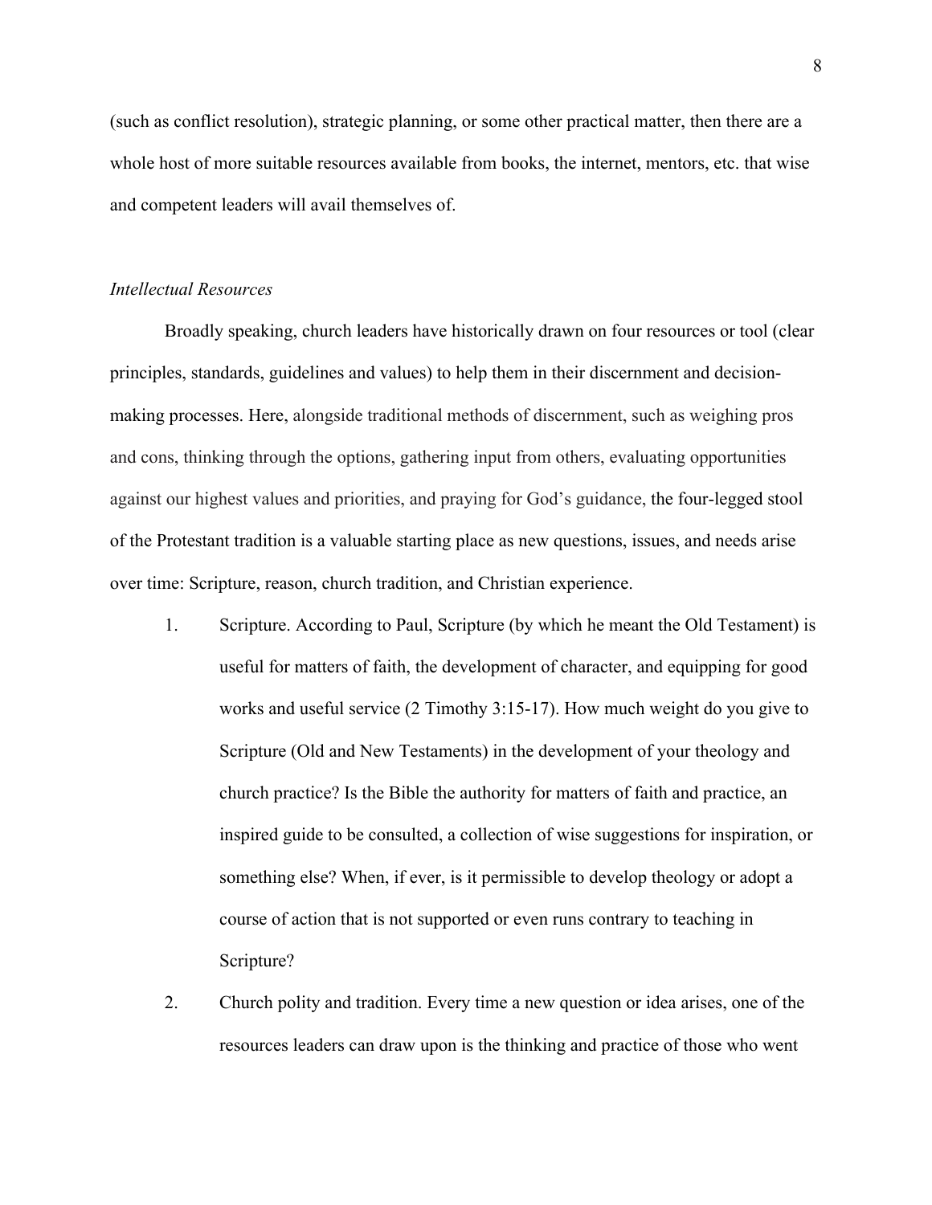(such as conflict resolution), strategic planning, or some other practical matter, then there are a whole host of more suitable resources available from books, the internet, mentors, etc. that wise and competent leaders will avail themselves of.

*Intellectual Resources*

Broadly speaking, church leaders have historically drawn on four resources or tool (clear principles, standards, guidelines and values) to help them in their discernment and decision-making processes. Here, alongside traditional methods of discernment, such as weighing pros and cons, thinking through the options, gathering input from others, evaluating opportunities against our highest values and priorities, and praying for God's guidance, the four-legged stool of the Protestant tradition is a valuable starting place as new questions, issues, and needs arise over time: Scripture, reason, church tradition, and Christian experience.

1. Scripture. According to Paul, Scripture (by which he meant the Old Testament) is useful for matters of faith, the development of character, and equipping for good works and useful service (2 Timothy 3:15-17). How much weight do you give to Scripture (Old and New Testaments) in the development of your theology and church practice? Is the Bible the authority for matters of faith and practice, an inspired guide to be consulted, a collection of wise suggestions for inspiration, or something else? When, if ever, is it permissible to develop theology or adopt a course of action that is not supported or even runs contrary to teaching in Scripture?

2. Church polity and tradition. Every time a new question or idea arises, one of the resources leaders can draw upon is the thinking and practice of those who went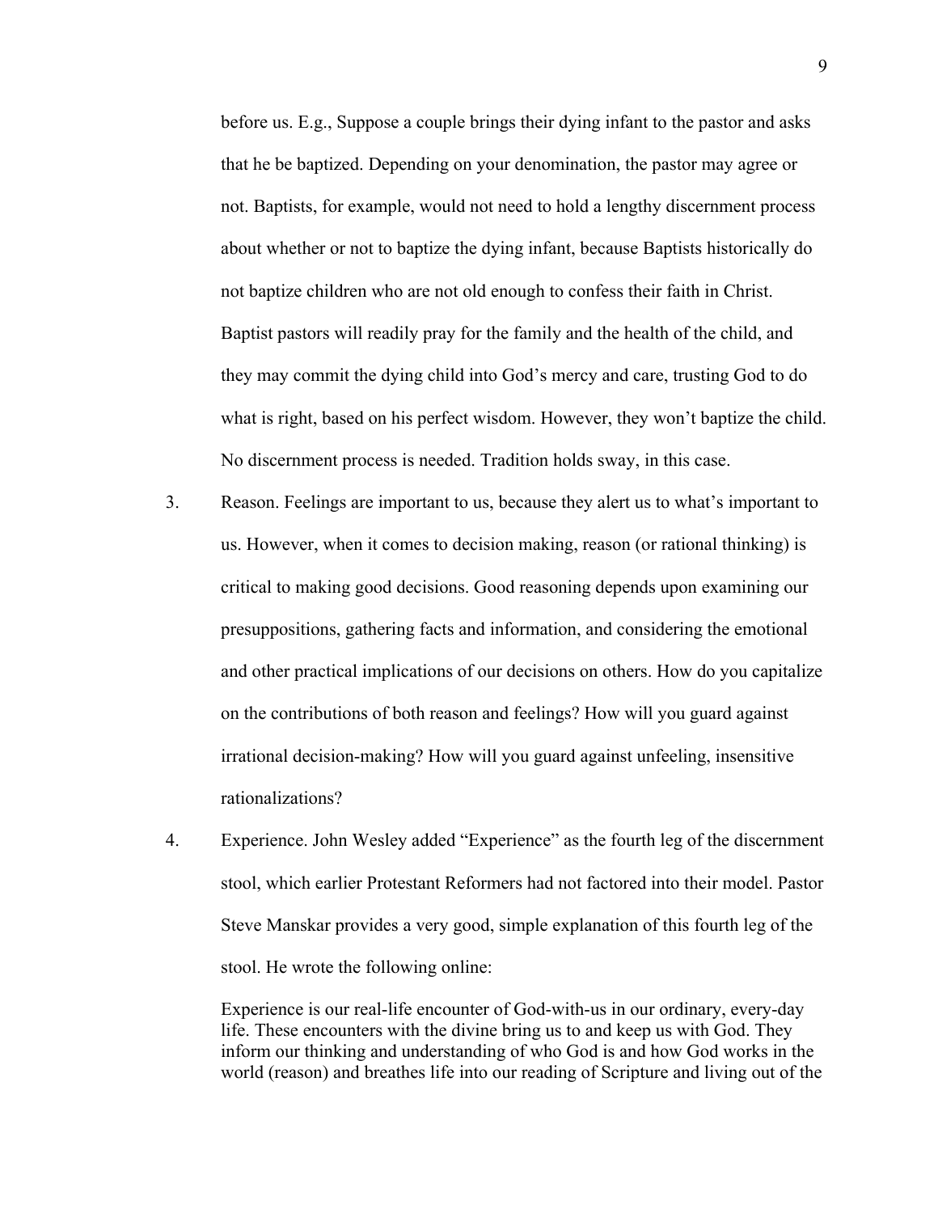before us. E.g., Suppose a couple brings their dying infant to the pastor and asks that he be baptized. Depending on your denomination, the pastor may agree or not. Baptists, for example, would not need to hold a lengthy discernment process about whether or not to baptize the dying infant, because Baptists historically do not baptize children who are not old enough to confess their faith in Christ. Baptist pastors will readily pray for the family and the health of the child, and they may commit the dying child into God's mercy and care, trusting God to do what is right, based on his perfect wisdom. However, they won't baptize the child. No discernment process is needed. Tradition holds sway, in this case.

3. Reason. Feelings are important to us, because they alert us to what's important to us. However, when it comes to decision making, reason (or rational thinking) is critical to making good decisions. Good reasoning depends upon examining our presuppositions, gathering facts and information, and considering the emotional and other practical implications of our decisions on others. How do you capitalize on the contributions of both reason and feelings? How will you guard against irrational decision-making? How will you guard against unfeeling, insensitive rationalizations?

4. Experience. John Wesley added "Experience" as the fourth leg of the discernment stool, which earlier Protestant Reformers had not factored into their model. Pastor Steve Manskar provides a very good, simple explanation of this fourth leg of the stool. He wrote the following online:

   > Experience is our real-life encounter of God-with-us in our ordinary, every-day life. These encounters with the divine bring us to and keep us with God. They inform our thinking and understanding of who God is and how God works in the world (reason) and breathes life into our reading of Scripture and living out of the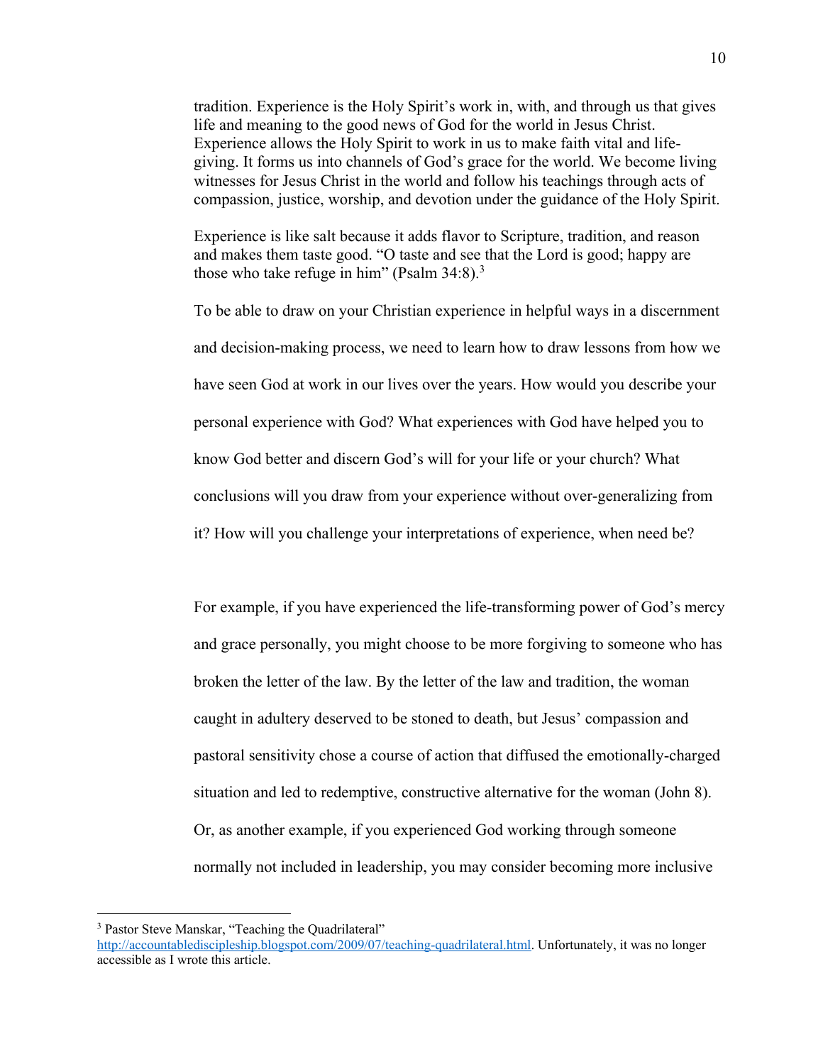tradition. Experience is the Holy Spirit's work in, with, and through us that gives life and meaning to the good news of God for the world in Jesus Christ. Experience allows the Holy Spirit to work in us to make faith vital and life-giving. It forms us into channels of God's grace for the world. We become living witnesses for Jesus Christ in the world and follow his teachings through acts of compassion, justice, worship, and devotion under the guidance of the Holy Spirit.

Experience is like salt because it adds flavor to Scripture, tradition, and reason and makes them taste good. "O taste and see that the Lord is good; happy are those who take refuge in him" (Psalm 34:8).[3]

To be able to draw on your Christian experience in helpful ways in a discernment and decision-making process, we need to learn how to draw lessons from how we have seen God at work in our lives over the years. How would you describe your personal experience with God? What experiences with God have helped you to know God better and discern God's will for your life or your church? What conclusions will you draw from your experience without over-generalizing from it? How will you challenge your interpretations of experience, when need be?

For example, if you have experienced the life-transforming power of God's mercy and grace personally, you might choose to be more forgiving to someone who has broken the letter of the law. By the letter of the law and tradition, the woman caught in adultery deserved to be stoned to death, but Jesus' compassion and pastoral sensitivity chose a course of action that diffused the emotionally-charged situation and led to redemptive, constructive alternative for the woman (John 8). Or, as another example, if you experienced God working through someone normally not included in leadership, you may consider becoming more inclusive

---

[3] Pastor Steve Manskar, "Teaching the Quadrilateral" http://accountablediscipleship.blogspot.com/2009/07/teaching-quadrilateral.html. Unfortunately, it was no longer accessible as I wrote this article.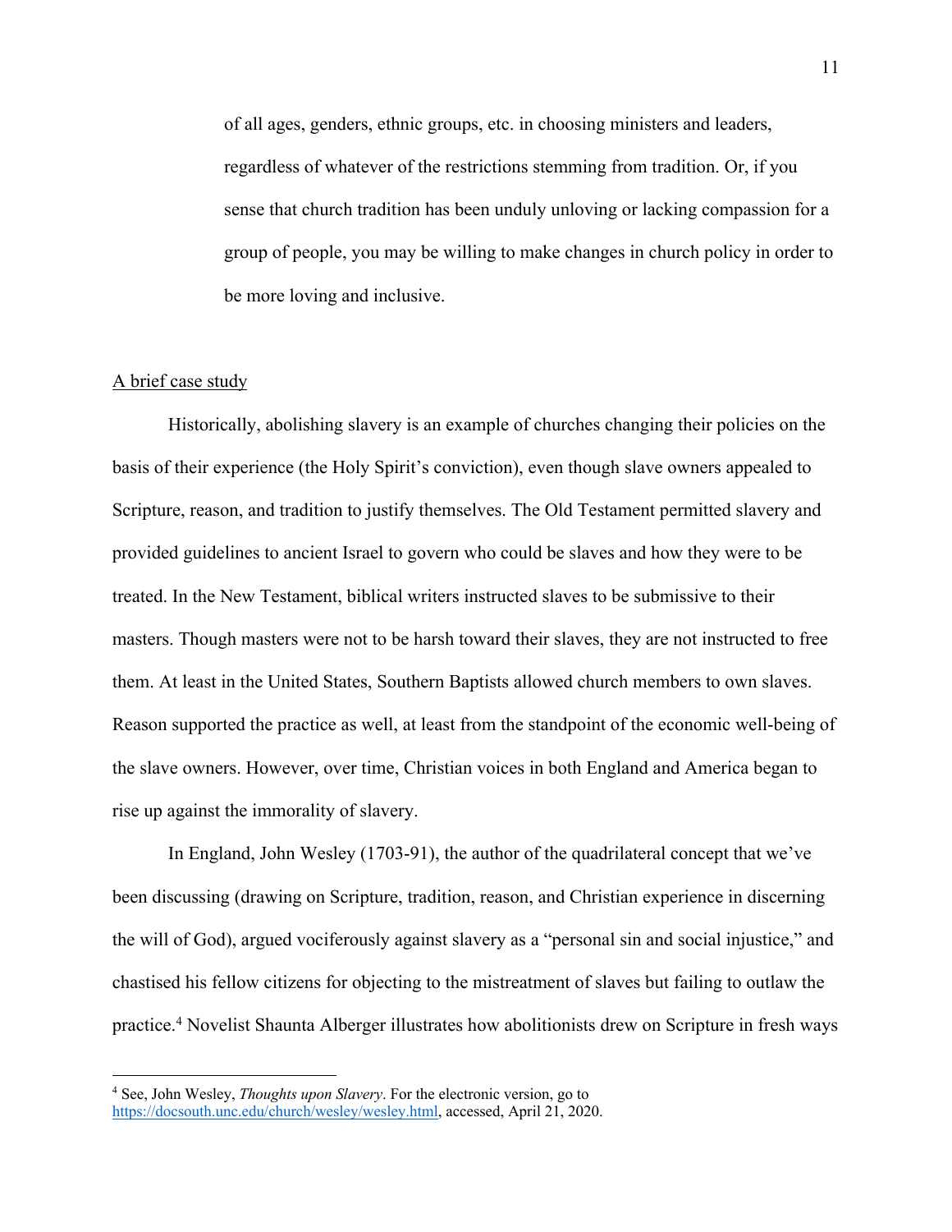of all ages, genders, ethnic groups, etc. in choosing ministers and leaders, regardless of whatever of the restrictions stemming from tradition. Or, if you sense that church tradition has been unduly unloving or lacking compassion for a group of people, you may be willing to make changes in church policy in order to be more loving and inclusive.

<u>A brief case study</u>

Historically, abolishing slavery is an example of churches changing their policies on the basis of their experience (the Holy Spirit's conviction), even though slave owners appealed to Scripture, reason, and tradition to justify themselves. The Old Testament permitted slavery and provided guidelines to ancient Israel to govern who could be slaves and how they were to be treated. In the New Testament, biblical writers instructed slaves to be submissive to their masters. Though masters were not to be harsh toward their slaves, they are not instructed to free them. At least in the United States, Southern Baptists allowed church members to own slaves. Reason supported the practice as well, at least from the standpoint of the economic well-being of the slave owners. However, over time, Christian voices in both England and America began to rise up against the immorality of slavery.

In England, John Wesley (1703-91), the author of the quadrilateral concept that we've been discussing (drawing on Scripture, tradition, reason, and Christian experience in discerning the will of God), argued vociferously against slavery as a "personal sin and social injustice," and chastised his fellow citizens for objecting to the mistreatment of slaves but failing to outlaw the practice.[4] Novelist Shaunta Alberger illustrates how abolitionists drew on Scripture in fresh ways

---

[4] See, John Wesley, *Thoughts upon Slavery*. For the electronic version, go to https://docsouth.unc.edu/church/wesley/wesley.html, accessed, April 21, 2020.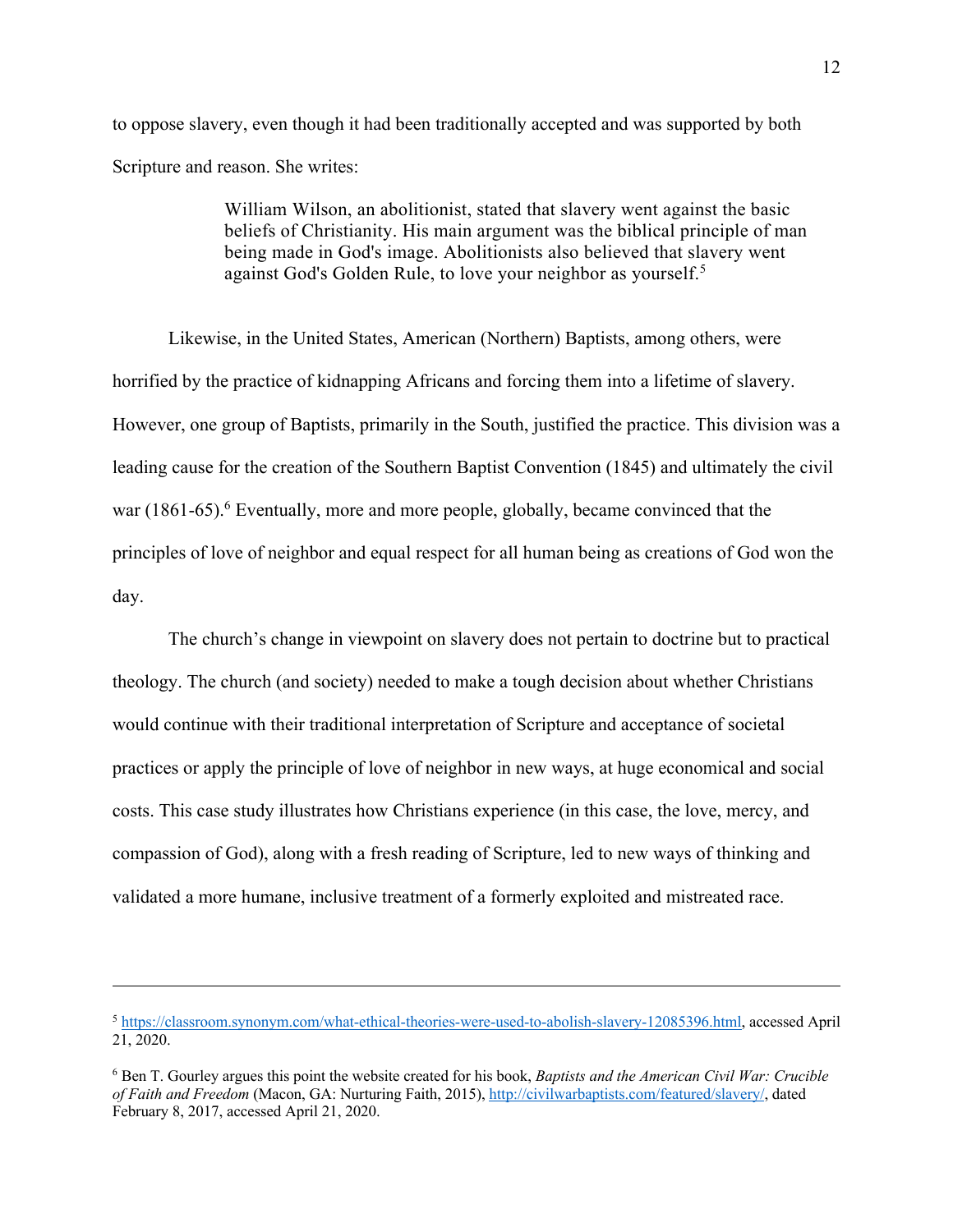to oppose slavery, even though it had been traditionally accepted and was supported by both Scripture and reason. She writes:

> William Wilson, an abolitionist, stated that slavery went against the basic beliefs of Christianity. His main argument was the biblical principle of man being made in God's image. Abolitionists also believed that slavery went against God's Golden Rule, to love your neighbor as yourself.[5]

Likewise, in the United States, American (Northern) Baptists, among others, were horrified by the practice of kidnapping Africans and forcing them into a lifetime of slavery. However, one group of Baptists, primarily in the South, justified the practice. This division was a leading cause for the creation of the Southern Baptist Convention (1845) and ultimately the civil war (1861-65).[6] Eventually, more and more people, globally, became convinced that the principles of love of neighbor and equal respect for all human being as creations of God won the day.

The church's change in viewpoint on slavery does not pertain to doctrine but to practical theology. The church (and society) needed to make a tough decision about whether Christians would continue with their traditional interpretation of Scripture and acceptance of societal practices or apply the principle of love of neighbor in new ways, at huge economical and social costs. This case study illustrates how Christians experience (in this case, the love, mercy, and compassion of God), along with a fresh reading of Scripture, led to new ways of thinking and validated a more humane, inclusive treatment of a formerly exploited and mistreated race.

---

[5] https://classroom.synonym.com/what-ethical-theories-were-used-to-abolish-slavery-12085396.html, accessed April 21, 2020.

[6] Ben T. Gourley argues this point the website created for his book, *Baptists and the American Civil War: Crucible of Faith and Freedom* (Macon, GA: Nurturing Faith, 2015), http://civilwarbaptists.com/featured/slavery/, dated February 8, 2017, accessed April 21, 2020.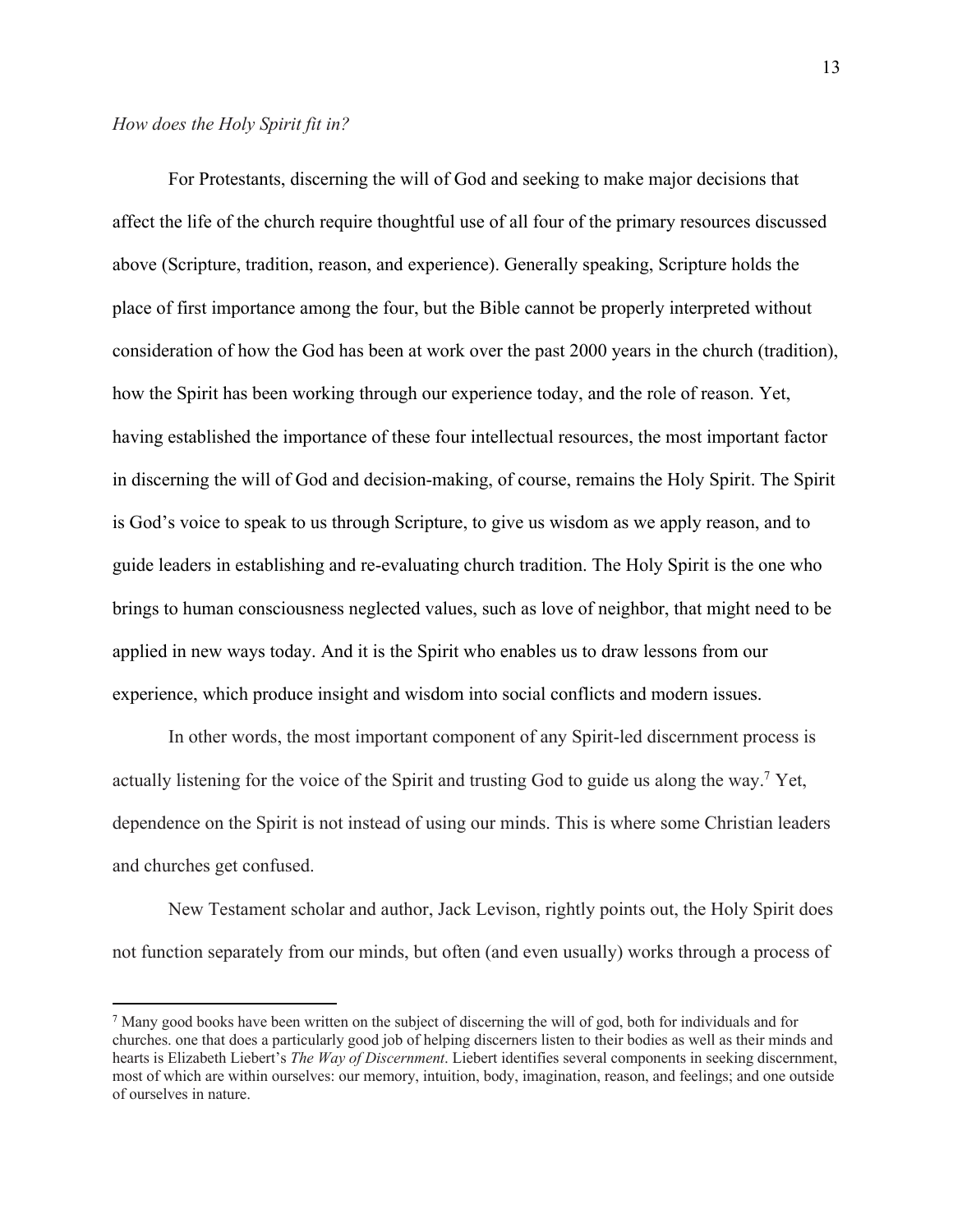*How does the Holy Spirit fit in?*

For Protestants, discerning the will of God and seeking to make major decisions that affect the life of the church require thoughtful use of all four of the primary resources discussed above (Scripture, tradition, reason, and experience). Generally speaking, Scripture holds the place of first importance among the four, but the Bible cannot be properly interpreted without consideration of how the God has been at work over the past 2000 years in the church (tradition), how the Spirit has been working through our experience today, and the role of reason. Yet, having established the importance of these four intellectual resources, the most important factor in discerning the will of God and decision-making, of course, remains the Holy Spirit. The Spirit is God's voice to speak to us through Scripture, to give us wisdom as we apply reason, and to guide leaders in establishing and re-evaluating church tradition. The Holy Spirit is the one who brings to human consciousness neglected values, such as love of neighbor, that might need to be applied in new ways today. And it is the Spirit who enables us to draw lessons from our experience, which produce insight and wisdom into social conflicts and modern issues.

In other words, the most important component of any Spirit-led discernment process is actually listening for the voice of the Spirit and trusting God to guide us along the way.[7] Yet, dependence on the Spirit is not instead of using our minds. This is where some Christian leaders and churches get confused.

New Testament scholar and author, Jack Levison, rightly points out, the Holy Spirit does not function separately from our minds, but often (and even usually) works through a process of

---

[7] Many good books have been written on the subject of discerning the will of god, both for individuals and for churches. one that does a particularly good job of helping discerners listen to their bodies as well as their minds and hearts is Elizabeth Liebert's *The Way of Discernment*. Liebert identifies several components in seeking discernment, most of which are within ourselves: our memory, intuition, body, imagination, reason, and feelings; and one outside of ourselves in nature.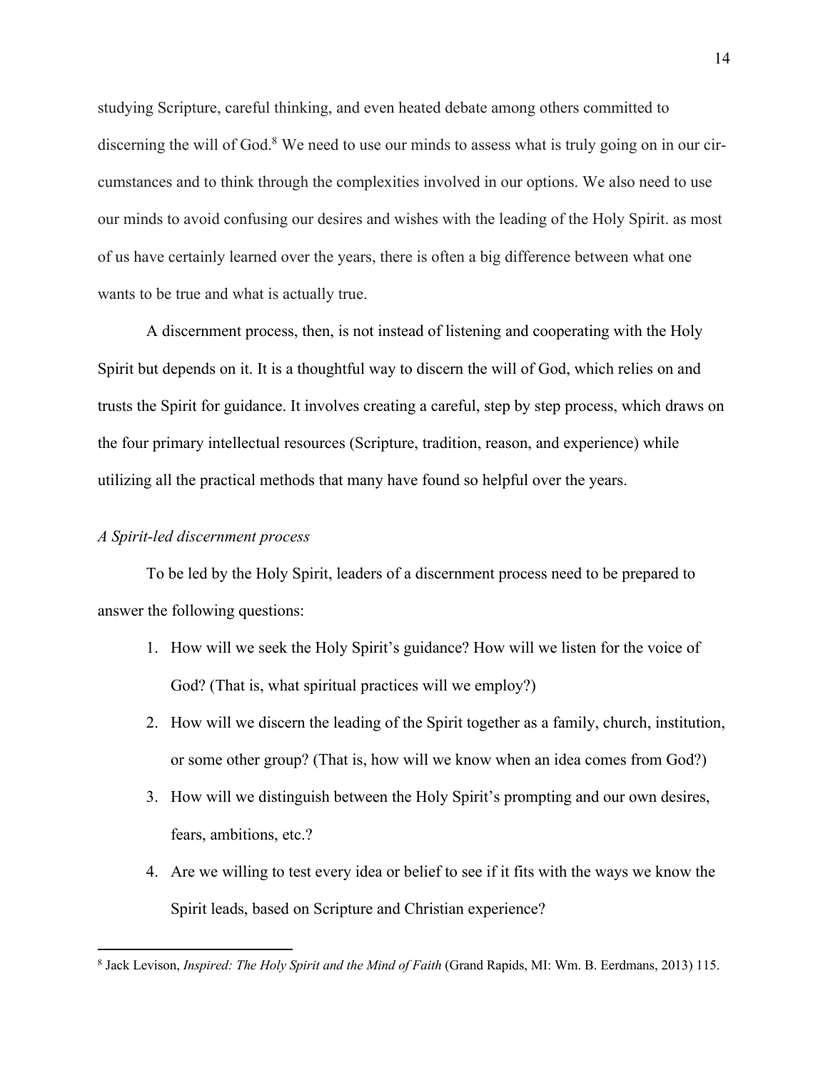studying Scripture, careful thinking, and even heated debate among others committed to discerning the will of God.[8] We need to use our minds to assess what is truly going on in our circumstances and to think through the complexities involved in our options. We also need to use our minds to avoid confusing our desires and wishes with the leading of the Holy Spirit. as most of us have certainly learned over the years, there is often a big difference between what one wants to be true and what is actually true.

A discernment process, then, is not instead of listening and cooperating with the Holy Spirit but depends on it. It is a thoughtful way to discern the will of God, which relies on and trusts the Spirit for guidance. It involves creating a careful, step by step process, which draws on the four primary intellectual resources (Scripture, tradition, reason, and experience) while utilizing all the practical methods that many have found so helpful over the years.

*A Spirit-led discernment process*

To be led by the Holy Spirit, leaders of a discernment process need to be prepared to answer the following questions:

1. How will we seek the Holy Spirit's guidance? How will we listen for the voice of God? (That is, what spiritual practices will we employ?)
2. How will we discern the leading of the Spirit together as a family, church, institution, or some other group? (That is, how will we know when an idea comes from God?)
3. How will we distinguish between the Holy Spirit's prompting and our own desires, fears, ambitions, etc.?
4. Are we willing to test every idea or belief to see if it fits with the ways we know the Spirit leads, based on Scripture and Christian experience?

---

[8] Jack Levison, *Inspired: The Holy Spirit and the Mind of Faith* (Grand Rapids, MI: Wm. B. Eerdmans, 2013) 115.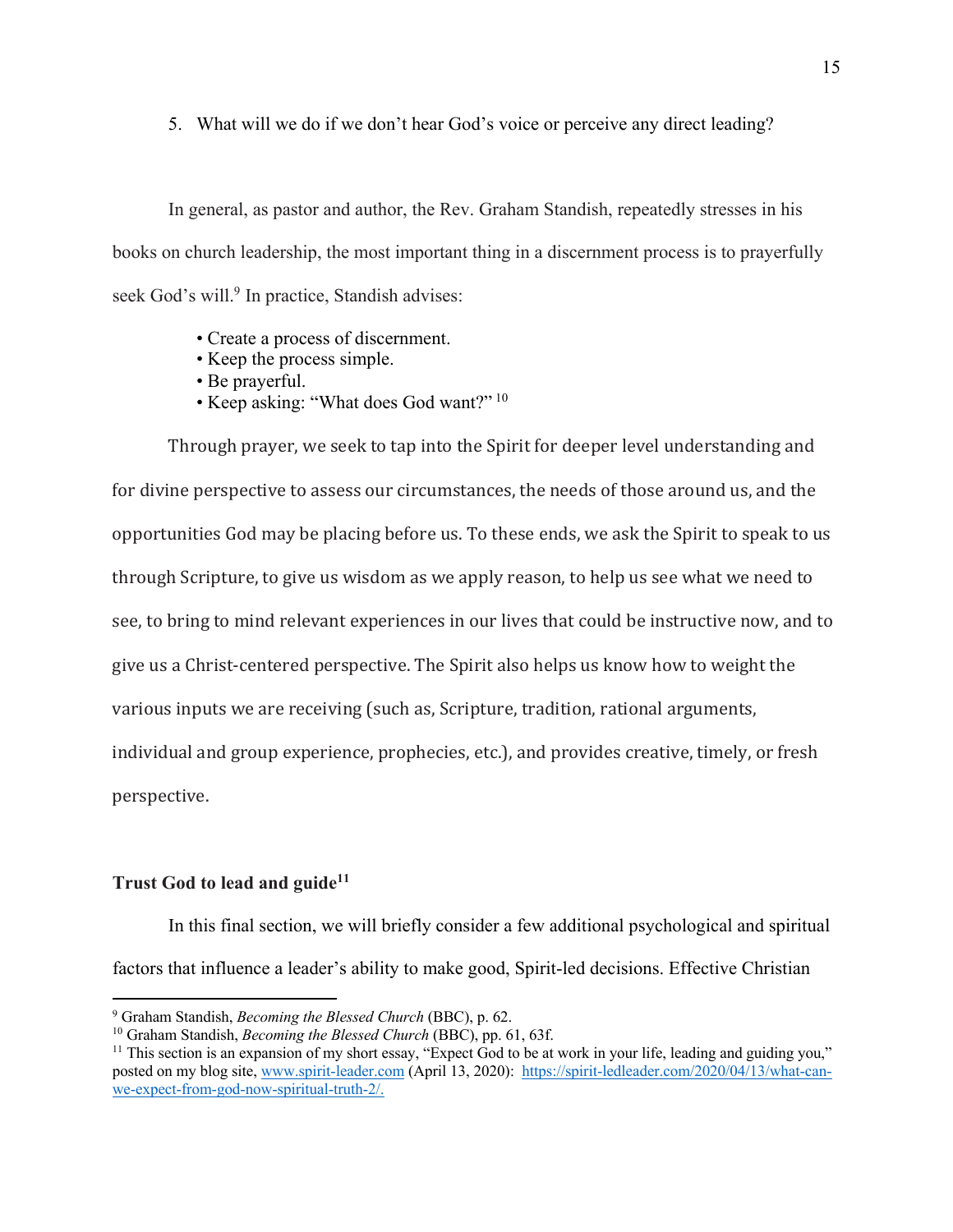5. What will we do if we don't hear God's voice or perceive any direct leading?

In general, as pastor and author, the Rev. Graham Standish, repeatedly stresses in his books on church leadership, the most important thing in a discernment process is to prayerfully seek God's will.[9] In practice, Standish advises:

- Create a process of discernment.
- Keep the process simple.
- Be prayerful.
- Keep asking: "What does God want?" [10]

Through prayer, we seek to tap into the Spirit for deeper level understanding and for divine perspective to assess our circumstances, the needs of those around us, and the opportunities God may be placing before us. To these ends, we ask the Spirit to speak to us through Scripture, to give us wisdom as we apply reason, to help us see what we need to see, to bring to mind relevant experiences in our lives that could be instructive now, and to give us a Christ-centered perspective. The Spirit also helps us know how to weight the various inputs we are receiving (such as, Scripture, tradition, rational arguments, individual and group experience, prophecies, etc.), and provides creative, timely, or fresh perspective.

**Trust God to lead and guide[11]**

In this final section, we will briefly consider a few additional psychological and spiritual factors that influence a leader's ability to make good, Spirit-led decisions. Effective Christian

---

[9] Graham Standish, *Becoming the Blessed Church* (BBC), p. 62.

[10] Graham Standish, *Becoming the Blessed Church* (BBC), pp. 61, 63f.

[11] This section is an expansion of my short essay, "Expect God to be at work in your life, leading and guiding you," posted on my blog site, www.spirit-leader.com (April 13, 2020): https://spirit-ledleader.com/2020/04/13/what-can-we-expect-from-god-now-spiritual-truth-2/.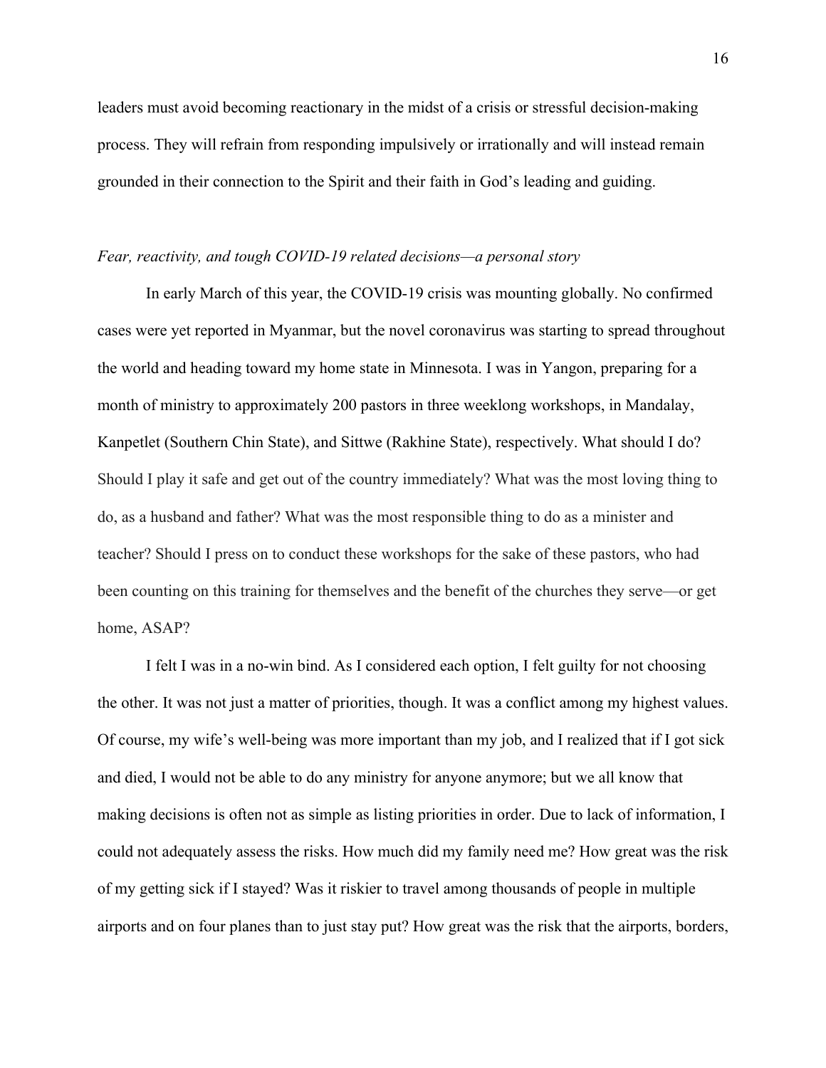leaders must avoid becoming reactionary in the midst of a crisis or stressful decision-making process. They will refrain from responding impulsively or irrationally and will instead remain grounded in their connection to the Spirit and their faith in God's leading and guiding.

### *Fear, reactivity, and tough COVID-19 related decisions—a personal story*

In early March of this year, the COVID-19 crisis was mounting globally. No confirmed cases were yet reported in Myanmar, but the novel coronavirus was starting to spread throughout the world and heading toward my home state in Minnesota. I was in Yangon, preparing for a month of ministry to approximately 200 pastors in three weeklong workshops, in Mandalay, Kanpetlet (Southern Chin State), and Sittwe (Rakhine State), respectively. What should I do? Should I play it safe and get out of the country immediately? What was the most loving thing to do, as a husband and father? What was the most responsible thing to do as a minister and teacher? Should I press on to conduct these workshops for the sake of these pastors, who had been counting on this training for themselves and the benefit of the churches they serve—or get home, ASAP?

I felt I was in a no-win bind. As I considered each option, I felt guilty for not choosing the other. It was not just a matter of priorities, though. It was a conflict among my highest values. Of course, my wife's well-being was more important than my job, and I realized that if I got sick and died, I would not be able to do any ministry for anyone anymore; but we all know that making decisions is often not as simple as listing priorities in order. Due to lack of information, I could not adequately assess the risks. How much did my family need me? How great was the risk of my getting sick if I stayed? Was it riskier to travel among thousands of people in multiple airports and on four planes than to just stay put? How great was the risk that the airports, borders,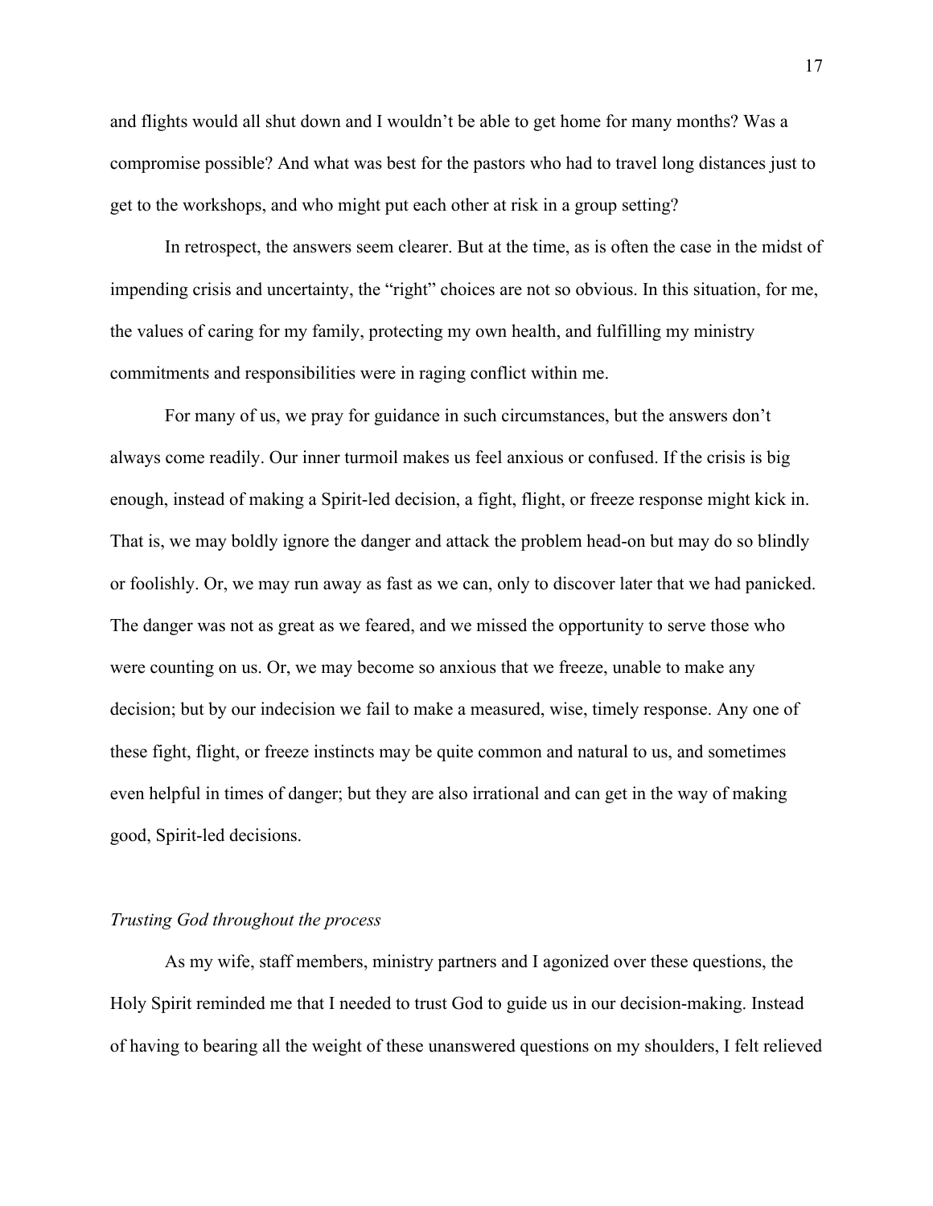and flights would all shut down and I wouldn't be able to get home for many months? Was a compromise possible? And what was best for the pastors who had to travel long distances just to get to the workshops, and who might put each other at risk in a group setting?

In retrospect, the answers seem clearer. But at the time, as is often the case in the midst of impending crisis and uncertainty, the "right" choices are not so obvious. In this situation, for me, the values of caring for my family, protecting my own health, and fulfilling my ministry commitments and responsibilities were in raging conflict within me.

For many of us, we pray for guidance in such circumstances, but the answers don't always come readily. Our inner turmoil makes us feel anxious or confused. If the crisis is big enough, instead of making a Spirit-led decision, a fight, flight, or freeze response might kick in. That is, we may boldly ignore the danger and attack the problem head-on but may do so blindly or foolishly. Or, we may run away as fast as we can, only to discover later that we had panicked. The danger was not as great as we feared, and we missed the opportunity to serve those who were counting on us. Or, we may become so anxious that we freeze, unable to make any decision; but by our indecision we fail to make a measured, wise, timely response. Any one of these fight, flight, or freeze instincts may be quite common and natural to us, and sometimes even helpful in times of danger; but they are also irrational and can get in the way of making good, Spirit-led decisions.

*Trusting God throughout the process*

As my wife, staff members, ministry partners and I agonized over these questions, the Holy Spirit reminded me that I needed to trust God to guide us in our decision-making. Instead of having to bearing all the weight of these unanswered questions on my shoulders, I felt relieved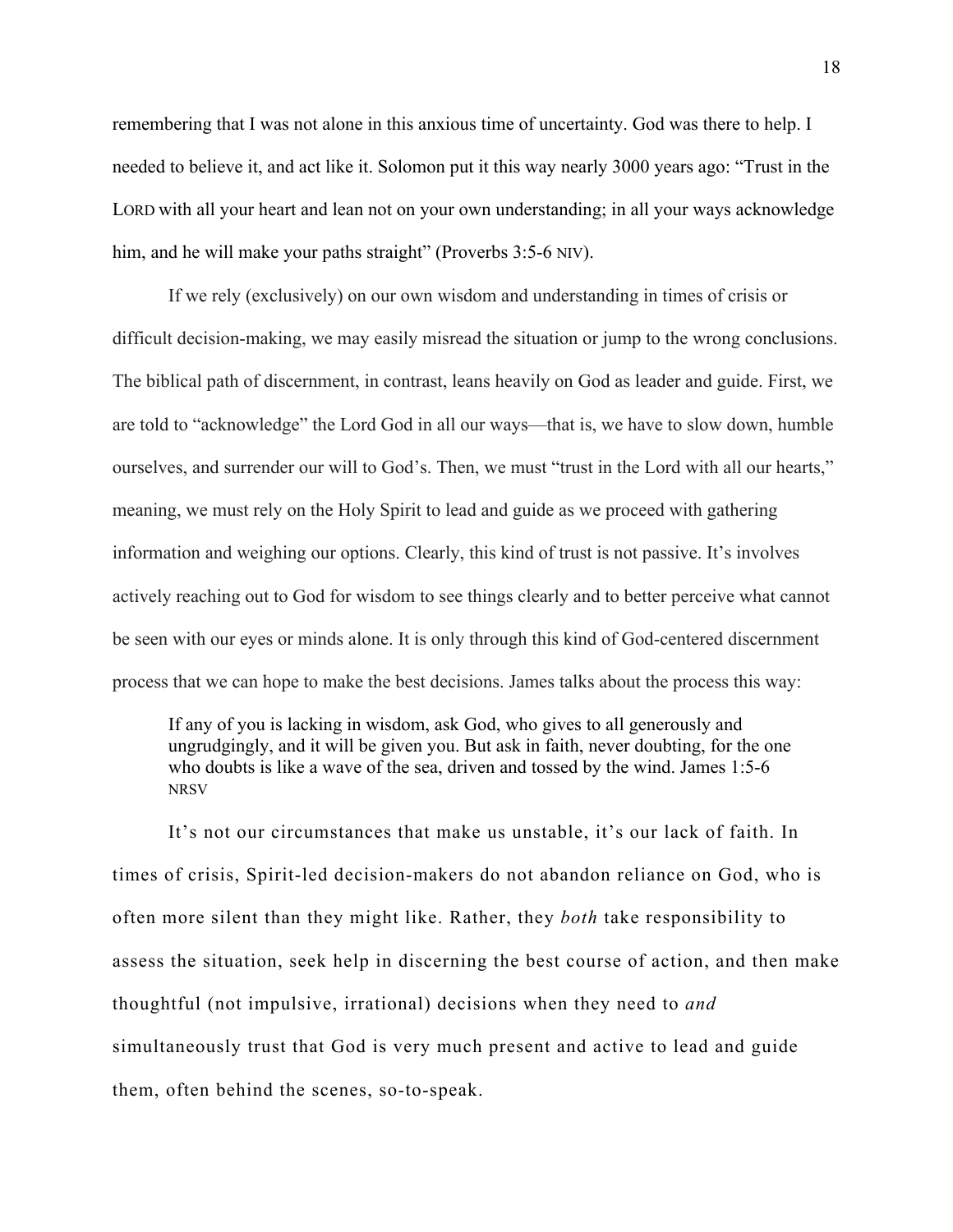remembering that I was not alone in this anxious time of uncertainty. God was there to help. I needed to believe it, and act like it. Solomon put it this way nearly 3000 years ago: "Trust in the LORD with all your heart and lean not on your own understanding; in all your ways acknowledge him, and he will make your paths straight" (Proverbs 3:5-6 NIV).

If we rely (exclusively) on our own wisdom and understanding in times of crisis or difficult decision-making, we may easily misread the situation or jump to the wrong conclusions. The biblical path of discernment, in contrast, leans heavily on God as leader and guide. First, we are told to "acknowledge" the Lord God in all our ways—that is, we have to slow down, humble ourselves, and surrender our will to God's. Then, we must "trust in the Lord with all our hearts," meaning, we must rely on the Holy Spirit to lead and guide as we proceed with gathering information and weighing our options. Clearly, this kind of trust is not passive. It's involves actively reaching out to God for wisdom to see things clearly and to better perceive what cannot be seen with our eyes or minds alone. It is only through this kind of God-centered discernment process that we can hope to make the best decisions. James talks about the process this way:

> If any of you is lacking in wisdom, ask God, who gives to all generously and ungrudgingly, and it will be given you. But ask in faith, never doubting, for the one who doubts is like a wave of the sea, driven and tossed by the wind. James 1:5-6 NRSV

It's not our circumstances that make us unstable, it's our lack of faith. In times of crisis, Spirit-led decision-makers do not abandon reliance on God, who is often more silent than they might like. Rather, they *both* take responsibility to assess the situation, seek help in discerning the best course of action, and then make thoughtful (not impulsive, irrational) decisions when they need to *and* simultaneously trust that God is very much present and active to lead and guide them, often behind the scenes, so-to-speak.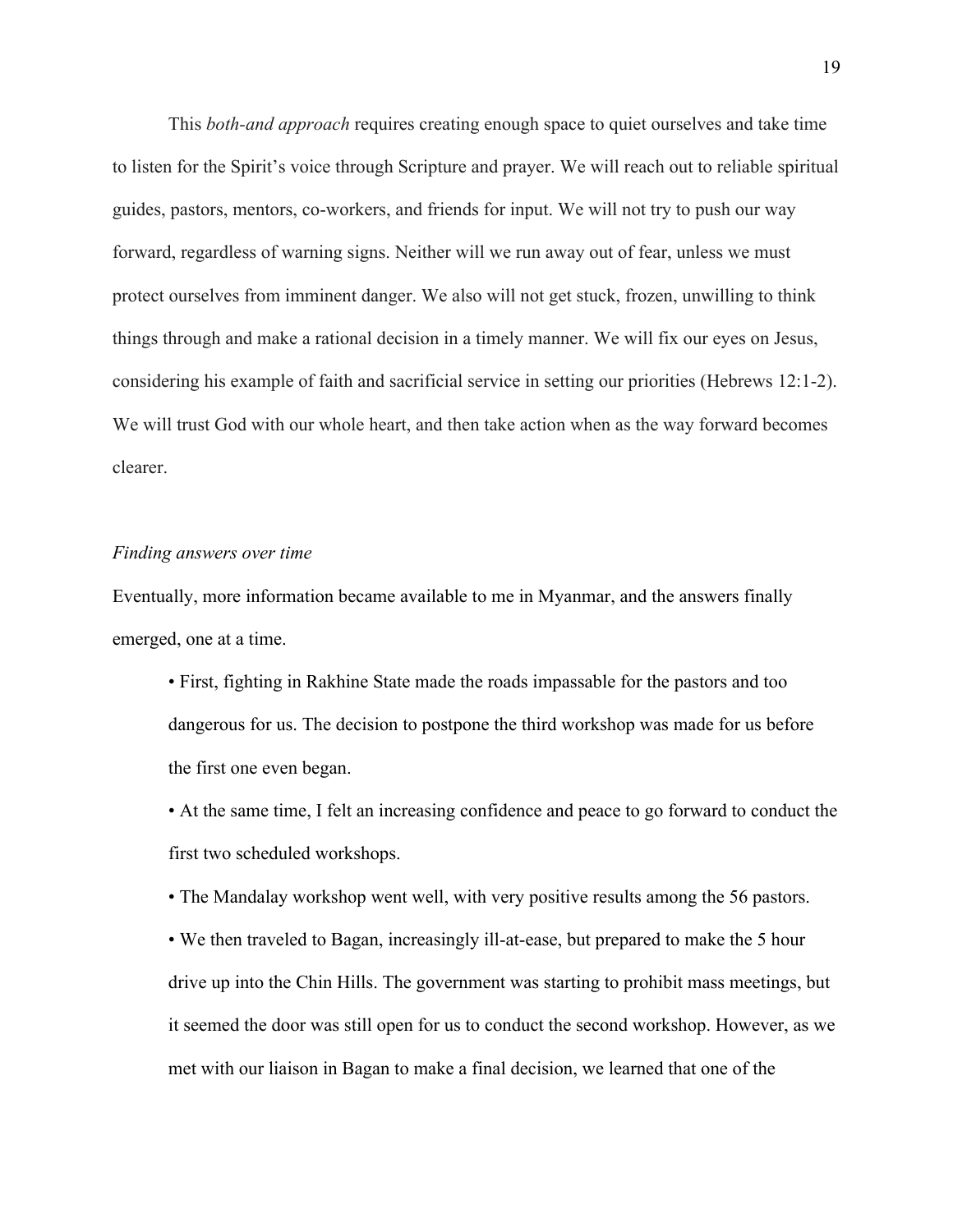This *both-and approach* requires creating enough space to quiet ourselves and take time to listen for the Spirit's voice through Scripture and prayer. We will reach out to reliable spiritual guides, pastors, mentors, co-workers, and friends for input. We will not try to push our way forward, regardless of warning signs. Neither will we run away out of fear, unless we must protect ourselves from imminent danger. We also will not get stuck, frozen, unwilling to think things through and make a rational decision in a timely manner. We will fix our eyes on Jesus, considering his example of faith and sacrificial service in setting our priorities (Hebrews 12:1-2). We will trust God with our whole heart, and then take action when as the way forward becomes clearer.

*Finding answers over time*

Eventually, more information became available to me in Myanmar, and the answers finally emerged, one at a time.

- First, fighting in Rakhine State made the roads impassable for the pastors and too dangerous for us. The decision to postpone the third workshop was made for us before the first one even began.
- At the same time, I felt an increasing confidence and peace to go forward to conduct the first two scheduled workshops.
- The Mandalay workshop went well, with very positive results among the 56 pastors.
- We then traveled to Bagan, increasingly ill-at-ease, but prepared to make the 5 hour drive up into the Chin Hills. The government was starting to prohibit mass meetings, but it seemed the door was still open for us to conduct the second workshop. However, as we met with our liaison in Bagan to make a final decision, we learned that one of the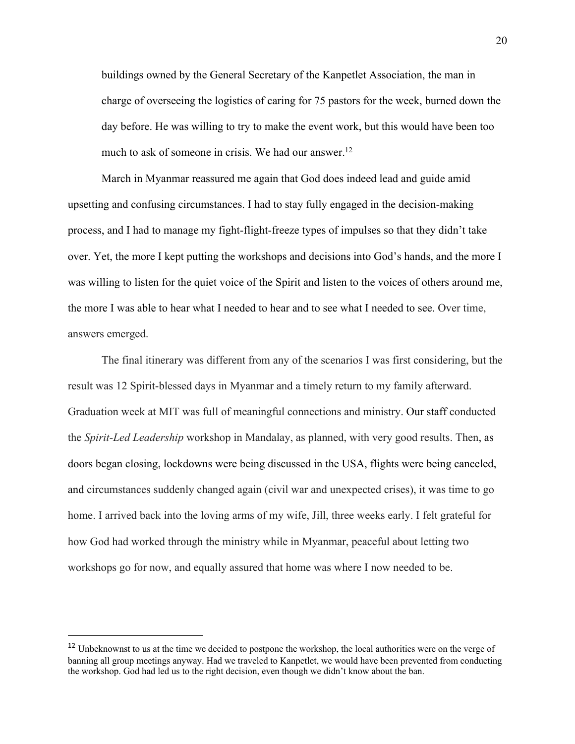buildings owned by the General Secretary of the Kanpetlet Association, the man in charge of overseeing the logistics of caring for 75 pastors for the week, burned down the day before. He was willing to try to make the event work, but this would have been too much to ask of someone in crisis. We had our answer.[12]

March in Myanmar reassured me again that God does indeed lead and guide amid upsetting and confusing circumstances. I had to stay fully engaged in the decision-making process, and I had to manage my fight-flight-freeze types of impulses so that they didn't take over. Yet, the more I kept putting the workshops and decisions into God's hands, and the more I was willing to listen for the quiet voice of the Spirit and listen to the voices of others around me, the more I was able to hear what I needed to hear and to see what I needed to see. Over time, answers emerged.

The final itinerary was different from any of the scenarios I was first considering, but the result was 12 Spirit-blessed days in Myanmar and a timely return to my family afterward. Graduation week at MIT was full of meaningful connections and ministry. Our staff conducted the *Spirit-Led Leadership* workshop in Mandalay, as planned, with very good results. Then, as doors began closing, lockdowns were being discussed in the USA, flights were being canceled, and circumstances suddenly changed again (civil war and unexpected crises), it was time to go home. I arrived back into the loving arms of my wife, Jill, three weeks early. I felt grateful for how God had worked through the ministry while in Myanmar, peaceful about letting two workshops go for now, and equally assured that home was where I now needed to be.

---

[12] Unbeknownst to us at the time we decided to postpone the workshop, the local authorities were on the verge of banning all group meetings anyway. Had we traveled to Kanpetlet, we would have been prevented from conducting the workshop. God had led us to the right decision, even though we didn't know about the ban.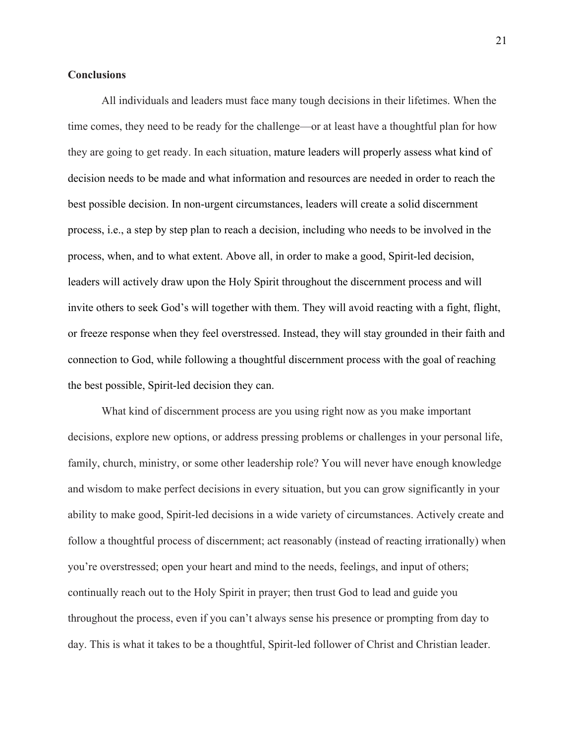**Conclusions**

All individuals and leaders must face many tough decisions in their lifetimes. When the time comes, they need to be ready for the challenge—or at least have a thoughtful plan for how they are going to get ready. In each situation, mature leaders will properly assess what kind of decision needs to be made and what information and resources are needed in order to reach the best possible decision. In non-urgent circumstances, leaders will create a solid discernment process, i.e., a step by step plan to reach a decision, including who needs to be involved in the process, when, and to what extent. Above all, in order to make a good, Spirit-led decision, leaders will actively draw upon the Holy Spirit throughout the discernment process and will invite others to seek God's will together with them. They will avoid reacting with a fight, flight, or freeze response when they feel overstressed. Instead, they will stay grounded in their faith and connection to God, while following a thoughtful discernment process with the goal of reaching the best possible, Spirit-led decision they can.

What kind of discernment process are you using right now as you make important decisions, explore new options, or address pressing problems or challenges in your personal life, family, church, ministry, or some other leadership role? You will never have enough knowledge and wisdom to make perfect decisions in every situation, but you can grow significantly in your ability to make good, Spirit-led decisions in a wide variety of circumstances. Actively create and follow a thoughtful process of discernment; act reasonably (instead of reacting irrationally) when you're overstressed; open your heart and mind to the needs, feelings, and input of others; continually reach out to the Holy Spirit in prayer; then trust God to lead and guide you throughout the process, even if you can't always sense his presence or prompting from day to day. This is what it takes to be a thoughtful, Spirit-led follower of Christ and Christian leader.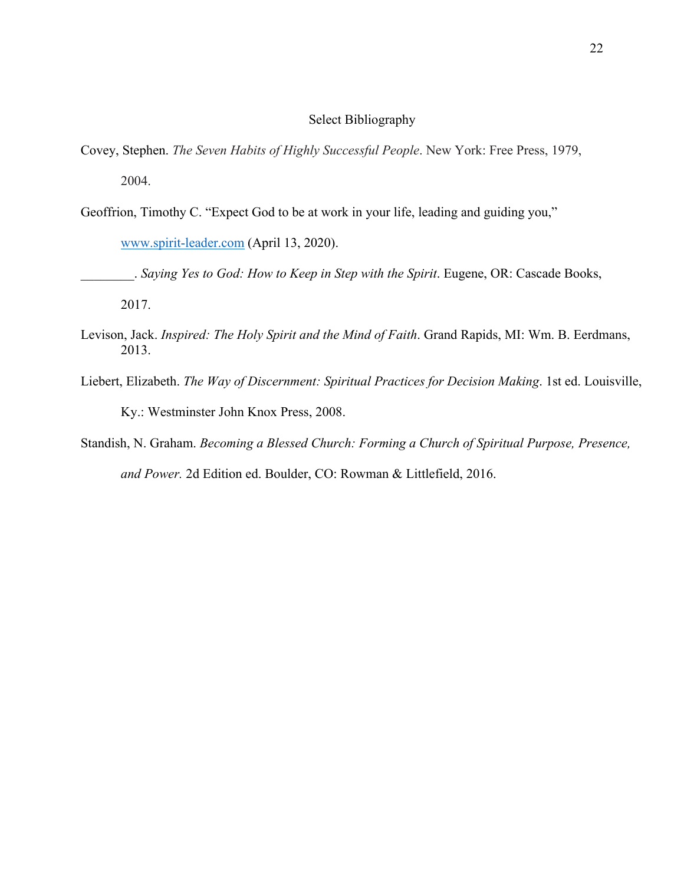# Select Bibliography

Covey, Stephen. *The Seven Habits of Highly Successful People*. New York: Free Press, 1979, 2004.

Geoffrion, Timothy C. "Expect God to be at work in your life, leading and guiding you," www.spirit-leader.com (April 13, 2020).

________. *Saying Yes to God: How to Keep in Step with the Spirit*. Eugene, OR: Cascade Books, 2017.

Levison, Jack. *Inspired: The Holy Spirit and the Mind of Faith*. Grand Rapids, MI: Wm. B. Eerdmans, 2013.

Liebert, Elizabeth. *The Way of Discernment: Spiritual Practices for Decision Making*. 1st ed. Louisville, Ky.: Westminster John Knox Press, 2008.

Standish, N. Graham. *Becoming a Blessed Church: Forming a Church of Spiritual Purpose, Presence, and Power.* 2d Edition ed. Boulder, CO: Rowman & Littlefield, 2016.